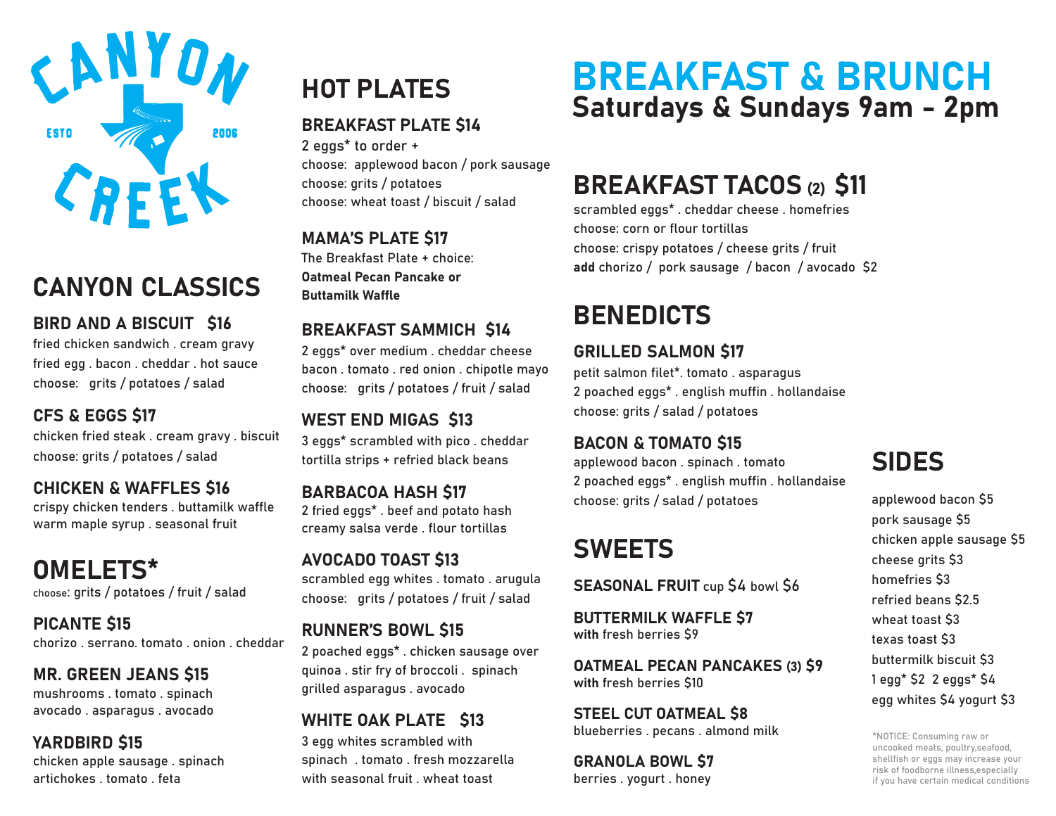CANYON CREEK

ESTD 2006

# CANYON CLASSICS

### BIRD AND A BISCUIT $16
fried chicken sandwich . cream gravy
fried egg . bacon . cheddar . hot sauce
choose: grits / potatoes / salad

### CFS & EGGS $17
chicken fried steak . cream gravy . biscuit
choose: grits / potatoes / salad

### CHICKEN & WAFFLES $16
crispy chicken tenders . buttamilk waffle
warm maple syrup . seasonal fruit

# OMELETS*
choose: grits / potatoes / fruit / salad

### PICANTE $15
chorizo . serrano. tomato . onion . cheddar

### MR. GREEN JEANS $15
mushrooms . tomato . spinach
avocado . asparagus . avocado

### YARDBIRD $15
chicken apple sausage . spinach
artichokes . tomato . feta

# HOT PLATES

### BREAKFAST PLATE $14
2 eggs* to order +
choose: applewood bacon / pork sausage
choose: grits / potatoes
choose: wheat toast / biscuit / salad

### MAMA'S PLATE $17
The Breakfast Plate + choice:
**Oatmeal Pecan Pancake or Buttamilk Waffle**

### BREAKFAST SAMMICH $14
2 eggs* over medium . cheddar cheese
bacon . tomato . red onion . chipotle mayo
choose: grits / potatoes / fruit / salad

### WEST END MIGAS $13
3 eggs* scrambled with pico . cheddar
tortilla strips + refried black beans

### BARBACOA HASH $17
2 fried eggs* . beef and potato hash
creamy salsa verde . flour tortillas

### AVOCADO TOAST $13
scrambled egg whites . tomato . arugula
choose: grits / potatoes / fruit / salad

### RUNNER'S BOWL $15
2 poached eggs* . chicken sausage over
quinoa . stir fry of broccoli . spinach
grilled asparagus . avocado

### WHITE OAK PLATE $13
3 egg whites scrambled with
spinach . tomato . fresh mozzarella
with seasonal fruit . wheat toast

# BREAKFAST & BRUNCH
**Saturdays & Sundays 9am - 2pm**

# BREAKFAST TACOS (2) $11
scrambled eggs* . cheddar cheese . homefries
choose: corn or flour tortillas
choose: crispy potatoes / cheese grits / fruit
**add** chorizo / pork sausage / bacon / avocado $2

# BENEDICTS

### GRILLED SALMON $17
petit salmon filet*. tomato . asparagus
2 poached eggs* . english muffin . hollandaise
choose: grits / salad / potatoes

### BACON & TOMATO $15
applewood bacon . spinach . tomato
2 poached eggs* . english muffin . hollandaise
choose: grits / salad / potatoes

# SWEETS

**SEASONAL FRUIT** cup $4 bowl $6

**BUTTERMILK WAFFLE $7**
with fresh berries $9

**OATMEAL PECAN PANCAKES (3) $9**
with fresh berries $10

**STEEL CUT OATMEAL $8**
blueberries . pecans . almond milk

**GRANOLA BOWL $7**
berries . yogurt . honey

# SIDES

applewood bacon $5
pork sausage $5
chicken apple sausage $5
cheese grits $3
homefries $3
refried beans $2.5
wheat toast $3
texas toast $3
buttermilk biscuit $3
1 egg* $2 2 eggs* $4
egg whites $4 yogurt $3

*NOTICE: Consuming raw or uncooked meats, poultry,seafood, shellfish or eggs may increase your risk of foodborne illness,especially if you have certain medical conditions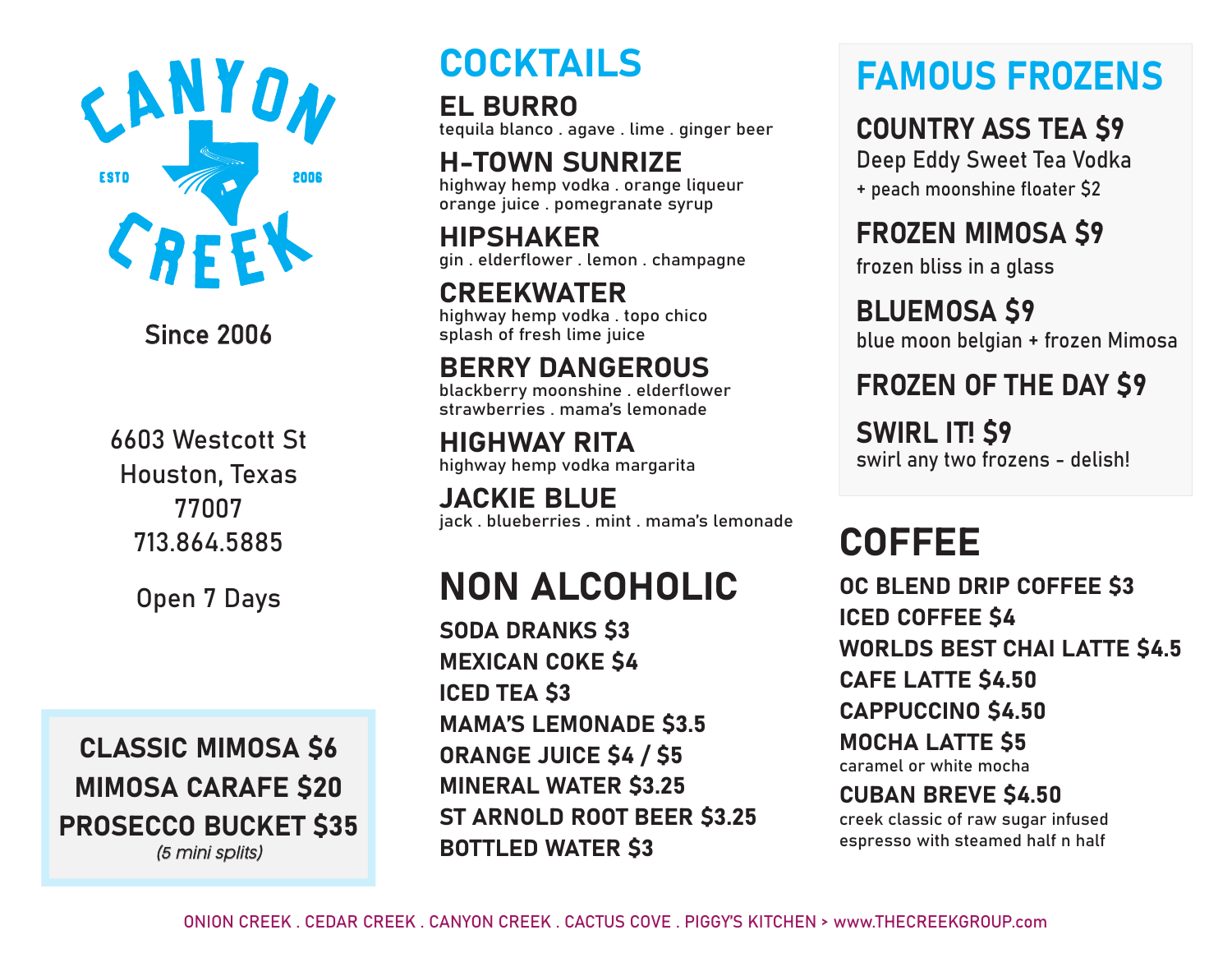CANYON CREEK

ESTD 2006

Since 2006

6603 Westcott St
Houston, Texas
77007
713.864.5885

Open 7 Days

**CLASSIC MIMOSA $6**
**MIMOSA CARAFE $20**
**PROSECCO BUCKET $35**
*(5 mini splits)*

## COCKTAILS

**EL BURRO**
tequila blanco . agave . lime . ginger beer

**H-TOWN SUNRIZE**
highway hemp vodka . orange liqueur
orange juice . pomegranate syrup

**HIPSHAKER**
gin . elderflower . lemon . champagne

**CREEKWATER**
highway hemp vodka . topo chico
splash of fresh lime juice

**BERRY DANGEROUS**
blackberry moonshine . elderflower
strawberries . mama's lemonade

**HIGHWAY RITA**
highway hemp vodka margarita

**JACKIE BLUE**
jack . blueberries . mint . mama's lemonade

## NON ALCOHOLIC

**SODA DRANKS $3**
**MEXICAN COKE $4**
**ICED TEA $3**
**MAMA'S LEMONADE $3.5**
**ORANGE JUICE $4 / $5**
**MINERAL WATER $3.25**
**ST ARNOLD ROOT BEER $3.25**
**BOTTLED WATER $3**

## FAMOUS FROZENS

**COUNTRY ASS TEA $9**
Deep Eddy Sweet Tea Vodka
+ peach moonshine floater $2

**FROZEN MIMOSA $9**
frozen bliss in a glass

**BLUEMOSA $9**
blue moon belgian + frozen Mimosa

**FROZEN OF THE DAY $9**

**SWIRL IT! $9**
swirl any two frozens - delish!

## COFFEE

**OC BLEND DRIP COFFEE $3**
**ICED COFFEE $4**
**WORLDS BEST CHAI LATTE $4.5**
**CAFE LATTE $4.50**
**CAPPUCCINO $4.50**
**MOCHA LATTE $5**
caramel or white mocha

**CUBAN BREVE $4.50**
creek classic of raw sugar infused
espresso with steamed half n half

ONION CREEK . CEDAR CREEK . CANYON CREEK . CACTUS COVE . PIGGY'S KITCHEN > www.THECREEKGROUP.com